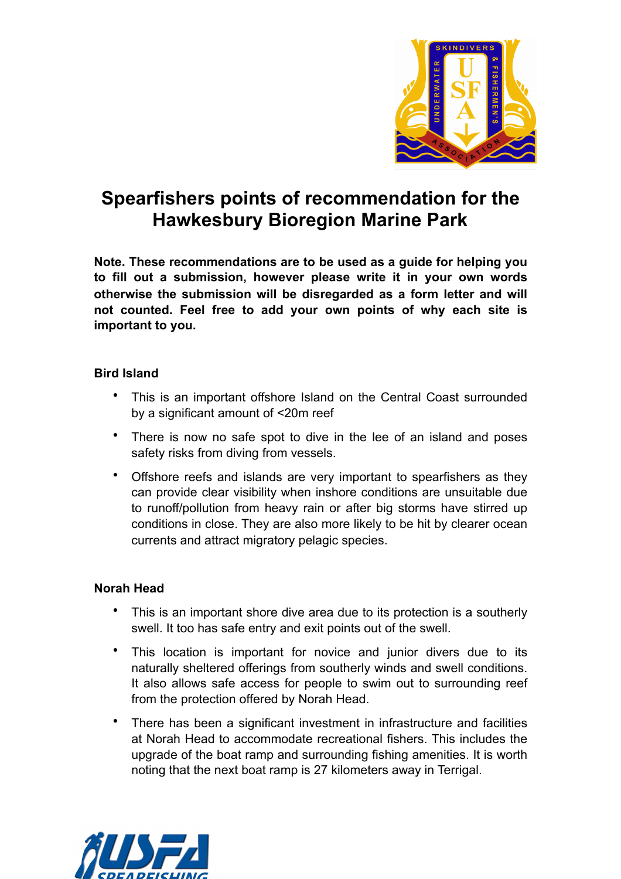# Spearfishers points of recommendation for the Hawkesbury Bioregion Marine Park

**Note. These recommendations are to be used as a guide for helping you to fill out a submission, however please write it in your own words otherwise the submission will be disregarded as a form letter and will not counted. Feel free to add your own points of why each site is important to you.**

**Bird Island**

- This is an important offshore Island on the Central Coast surrounded by a significant amount of <20m reef
- There is now no safe spot to dive in the lee of an island and poses safety risks from diving from vessels.
- Offshore reefs and islands are very important to spearfishers as they can provide clear visibility when inshore conditions are unsuitable due to runoff/pollution from heavy rain or after big storms have stirred up conditions in close. They are also more likely to be hit by clearer ocean currents and attract migratory pelagic species.

**Norah Head**

- This is an important shore dive area due to its protection is a southerly swell. It too has safe entry and exit points out of the swell.
- This location is important for novice and junior divers due to its naturally sheltered offerings from southerly winds and swell conditions. It also allows safe access for people to swim out to surrounding reef from the protection offered by Norah Head.
- There has been a significant investment in infrastructure and facilities at Norah Head to accommodate recreational fishers. This includes the upgrade of the boat ramp and surrounding fishing amenities. It is worth noting that the next boat ramp is 27 kilometers away in Terrigal.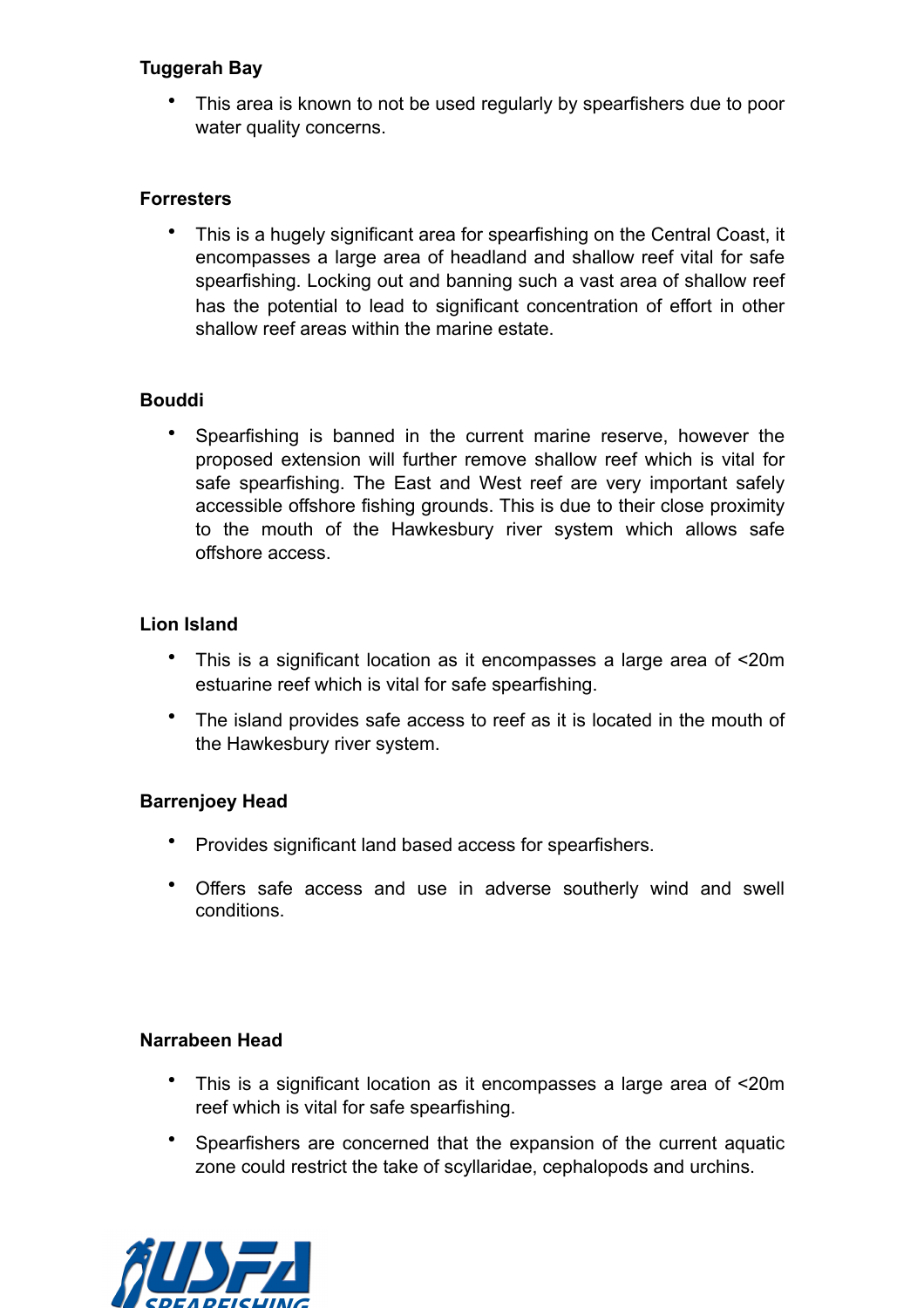**Tuggerah Bay**

- This area is known to not be used regularly by spearfishers due to poor water quality concerns.

**Forresters**

- This is a hugely significant area for spearfishing on the Central Coast, it encompasses a large area of headland and shallow reef vital for safe spearfishing. Locking out and banning such a vast area of shallow reef has the potential to lead to significant concentration of effort in other shallow reef areas within the marine estate.

**Bouddi**

- Spearfishing is banned in the current marine reserve, however the proposed extension will further remove shallow reef which is vital for safe spearfishing. The East and West reef are very important safely accessible offshore fishing grounds. This is due to their close proximity to the mouth of the Hawkesbury river system which allows safe offshore access.

**Lion Island**

- This is a significant location as it encompasses a large area of <20m estuarine reef which is vital for safe spearfishing.
- The island provides safe access to reef as it is located in the mouth of the Hawkesbury river system.

**Barrenjoey Head**

- Provides significant land based access for spearfishers.
- Offers safe access and use in adverse southerly wind and swell conditions.

**Narrabeen Head**

- This is a significant location as it encompasses a large area of <20m reef which is vital for safe spearfishing.
- Spearfishers are concerned that the expansion of the current aquatic zone could restrict the take of scyllaridae, cephalopods and urchins.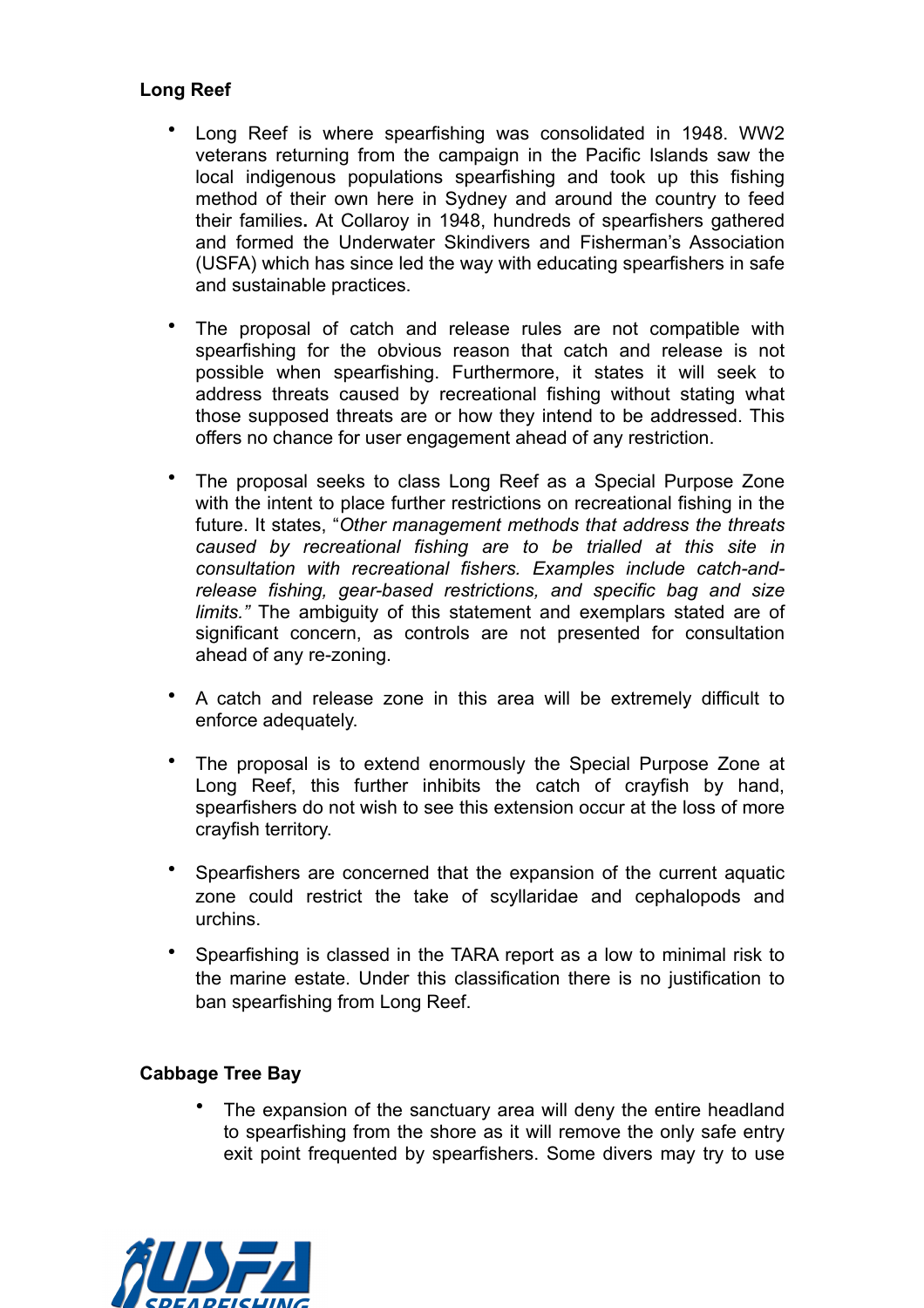**Long Reef**

- Long Reef is where spearfishing was consolidated in 1948. WW2 veterans returning from the campaign in the Pacific Islands saw the local indigenous populations spearfishing and took up this fishing method of their own here in Sydney and around the country to feed their families**.** At Collaroy in 1948, hundreds of spearfishers gathered and formed the Underwater Skindivers and Fisherman's Association (USFA) which has since led the way with educating spearfishers in safe and sustainable practices.

- The proposal of catch and release rules are not compatible with spearfishing for the obvious reason that catch and release is not possible when spearfishing. Furthermore, it states it will seek to address threats caused by recreational fishing without stating what those supposed threats are or how they intend to be addressed. This offers no chance for user engagement ahead of any restriction.

- The proposal seeks to class Long Reef as a Special Purpose Zone with the intent to place further restrictions on recreational fishing in the future. It states, "*Other management methods that address the threats caused by recreational fishing are to be trialled at this site in consultation with recreational fishers. Examples include catch-and-release fishing, gear-based restrictions, and specific bag and size limits."* The ambiguity of this statement and exemplars stated are of significant concern, as controls are not presented for consultation ahead of any re-zoning.

- A catch and release zone in this area will be extremely difficult to enforce adequately.

- The proposal is to extend enormously the Special Purpose Zone at Long Reef, this further inhibits the catch of crayfish by hand, spearfishers do not wish to see this extension occur at the loss of more crayfish territory.

- Spearfishers are concerned that the expansion of the current aquatic zone could restrict the take of scyllaridae and cephalopods and urchins.

- Spearfishing is classed in the TARA report as a low to minimal risk to the marine estate. Under this classification there is no justification to ban spearfishing from Long Reef.

**Cabbage Tree Bay**

- The expansion of the sanctuary area will deny the entire headland to spearfishing from the shore as it will remove the only safe entry exit point frequented by spearfishers. Some divers may try to use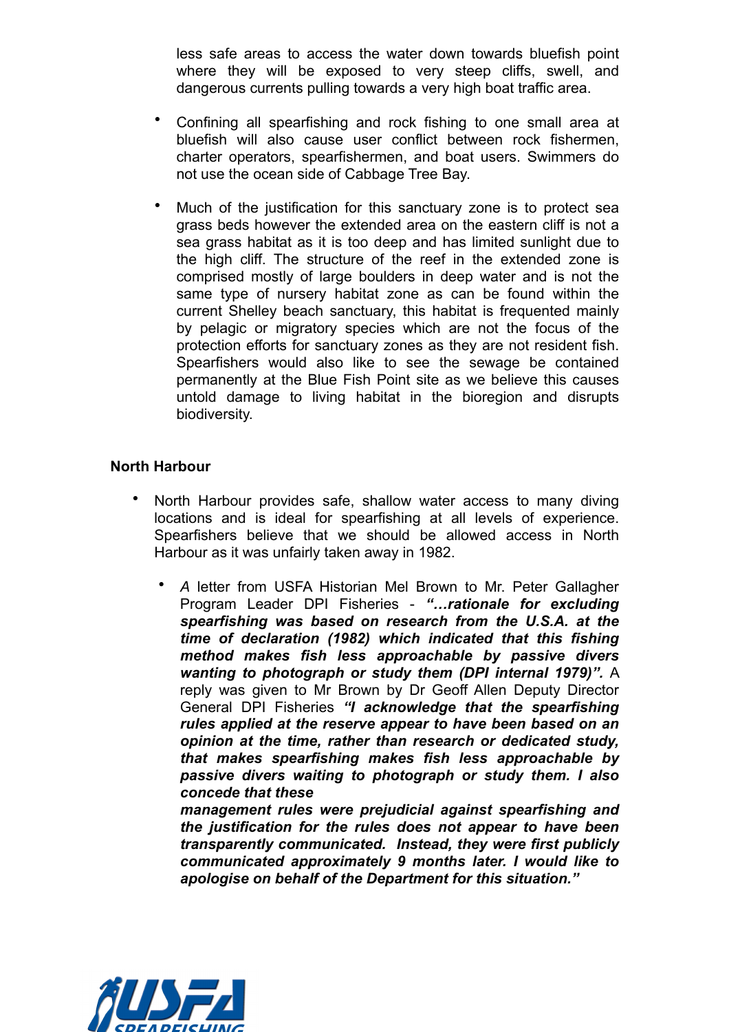less safe areas to access the water down towards bluefish point where they will be exposed to very steep cliffs, swell, and dangerous currents pulling towards a very high boat traffic area.

- Confining all spearfishing and rock fishing to one small area at bluefish will also cause user conflict between rock fishermen, charter operators, spearfishermen, and boat users. Swimmers do not use the ocean side of Cabbage Tree Bay.

- Much of the justification for this sanctuary zone is to protect sea grass beds however the extended area on the eastern cliff is not a sea grass habitat as it is too deep and has limited sunlight due to the high cliff. The structure of the reef in the extended zone is comprised mostly of large boulders in deep water and is not the same type of nursery habitat zone as can be found within the current Shelley beach sanctuary, this habitat is frequented mainly by pelagic or migratory species which are not the focus of the protection efforts for sanctuary zones as they are not resident fish. Spearfishers would also like to see the sewage be contained permanently at the Blue Fish Point site as we believe this causes untold damage to living habitat in the bioregion and disrupts biodiversity.

**North Harbour**

- North Harbour provides safe, shallow water access to many diving locations and is ideal for spearfishing at all levels of experience. Spearfishers believe that we should be allowed access in North Harbour as it was unfairly taken away in 1982.

  - *A* letter from USFA Historian Mel Brown to Mr. Peter Gallagher Program Leader DPI Fisheries - ***"…rationale for excluding spearfishing was based on research from the U.S.A. at the time of declaration (1982) which indicated that this fishing method makes fish less approachable by passive divers wanting to photograph or study them (DPI internal 1979)".*** A reply was given to Mr Brown by Dr Geoff Allen Deputy Director General DPI Fisheries ***"I acknowledge that the spearfishing rules applied at the reserve appear to have been based on an opinion at the time, rather than research or dedicated study, that makes spearfishing makes fish less approachable by passive divers waiting to photograph or study them. I also concede that these management rules were prejudicial against spearfishing and the justification for the rules does not appear to have been transparently communicated. Instead, they were first publicly communicated approximately 9 months later. I would like to apologise on behalf of the Department for this situation."***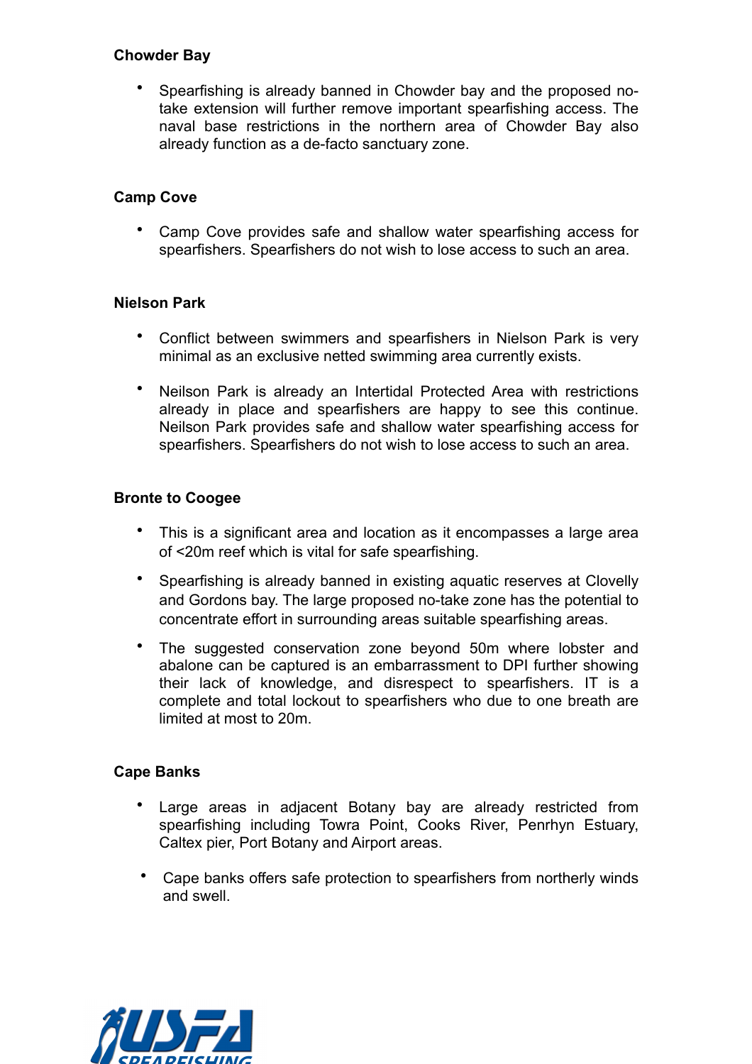**Chowder Bay**

- Spearfishing is already banned in Chowder bay and the proposed no-take extension will further remove important spearfishing access. The naval base restrictions in the northern area of Chowder Bay also already function as a de-facto sanctuary zone.

**Camp Cove**

- Camp Cove provides safe and shallow water spearfishing access for spearfishers. Spearfishers do not wish to lose access to such an area.

**Nielson Park**

- Conflict between swimmers and spearfishers in Nielson Park is very minimal as an exclusive netted swimming area currently exists.
- Neilson Park is already an Intertidal Protected Area with restrictions already in place and spearfishers are happy to see this continue. Neilson Park provides safe and shallow water spearfishing access for spearfishers. Spearfishers do not wish to lose access to such an area.

**Bronte to Coogee**

- This is a significant area and location as it encompasses a large area of <20m reef which is vital for safe spearfishing.
- Spearfishing is already banned in existing aquatic reserves at Clovelly and Gordons bay. The large proposed no-take zone has the potential to concentrate effort in surrounding areas suitable spearfishing areas.
- The suggested conservation zone beyond 50m where lobster and abalone can be captured is an embarrassment to DPI further showing their lack of knowledge, and disrespect to spearfishers. IT is a complete and total lockout to spearfishers who due to one breath are limited at most to 20m.

**Cape Banks**

- Large areas in adjacent Botany bay are already restricted from spearfishing including Towra Point, Cooks River, Penrhyn Estuary, Caltex pier, Port Botany and Airport areas.
- Cape banks offers safe protection to spearfishers from northerly winds and swell.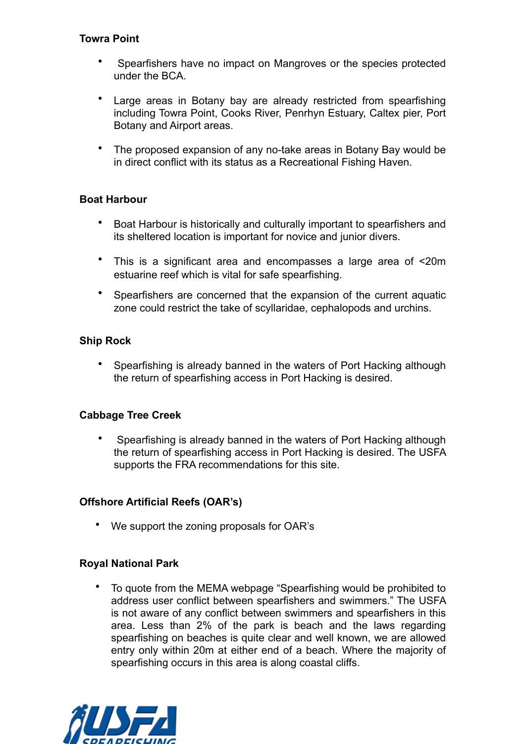**Towra Point**

- Spearfishers have no impact on Mangroves or the species protected under the BCA.
- Large areas in Botany bay are already restricted from spearfishing including Towra Point, Cooks River, Penrhyn Estuary, Caltex pier, Port Botany and Airport areas.
- The proposed expansion of any no-take areas in Botany Bay would be in direct conflict with its status as a Recreational Fishing Haven.

**Boat Harbour**

- Boat Harbour is historically and culturally important to spearfishers and its sheltered location is important for novice and junior divers.
- This is a significant area and encompasses a large area of <20m estuarine reef which is vital for safe spearfishing.
- Spearfishers are concerned that the expansion of the current aquatic zone could restrict the take of scyllaridae, cephalopods and urchins.

**Ship Rock**

- Spearfishing is already banned in the waters of Port Hacking although the return of spearfishing access in Port Hacking is desired.

**Cabbage Tree Creek**

- Spearfishing is already banned in the waters of Port Hacking although the return of spearfishing access in Port Hacking is desired. The USFA supports the FRA recommendations for this site.

**Offshore Artificial Reefs (OAR's)**

- We support the zoning proposals for OAR's

**Royal National Park**

- To quote from the MEMA webpage "Spearfishing would be prohibited to address user conflict between spearfishers and swimmers." The USFA is not aware of any conflict between swimmers and spearfishers in this area. Less than 2% of the park is beach and the laws regarding spearfishing on beaches is quite clear and well known, we are allowed entry only within 20m at either end of a beach. Where the majority of spearfishing occurs in this area is along coastal cliffs.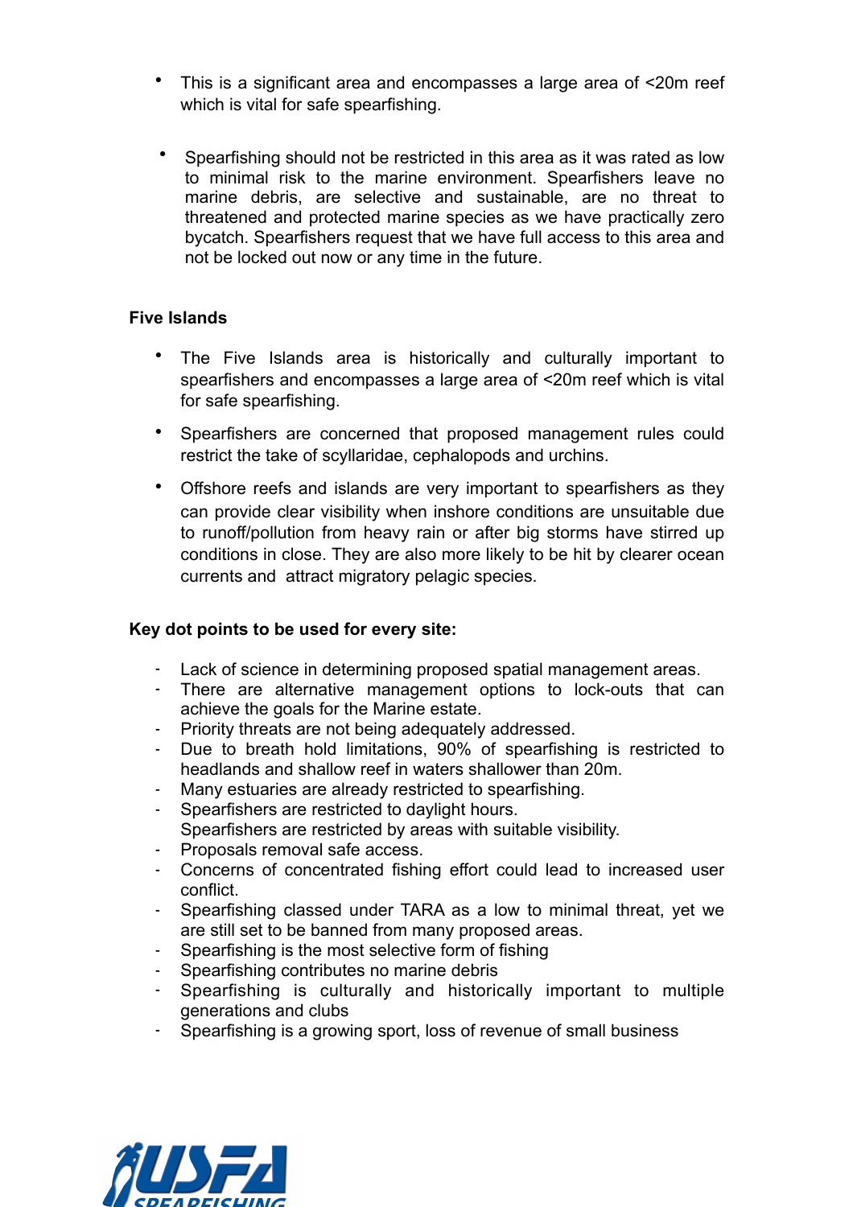- This is a significant area and encompasses a large area of <20m reef which is vital for safe spearfishing.

- Spearfishing should not be restricted in this area as it was rated as low to minimal risk to the marine environment. Spearfishers leave no marine debris, are selective and sustainable, are no threat to threatened and protected marine species as we have practically zero bycatch. Spearfishers request that we have full access to this area and not be locked out now or any time in the future.

**Five Islands**

- The Five Islands area is historically and culturally important to spearfishers and encompasses a large area of <20m reef which is vital for safe spearfishing.

- Spearfishers are concerned that proposed management rules could restrict the take of scyllaridae, cephalopods and urchins.

- Offshore reefs and islands are very important to spearfishers as they can provide clear visibility when inshore conditions are unsuitable due to runoff/pollution from heavy rain or after big storms have stirred up conditions in close. They are also more likely to be hit by clearer ocean currents and attract migratory pelagic species.

**Key dot points to be used for every site:**

- Lack of science in determining proposed spatial management areas.
- There are alternative management options to lock-outs that can achieve the goals for the Marine estate.
- Priority threats are not being adequately addressed.
- Due to breath hold limitations, 90% of spearfishing is restricted to headlands and shallow reef in waters shallower than 20m.
- Many estuaries are already restricted to spearfishing.
- Spearfishers are restricted to daylight hours.
  Spearfishers are restricted by areas with suitable visibility.
- Proposals removal safe access.
- Concerns of concentrated fishing effort could lead to increased user conflict.
- Spearfishing classed under TARA as a low to minimal threat, yet we are still set to be banned from many proposed areas.
- Spearfishing is the most selective form of fishing
- Spearfishing contributes no marine debris
- Spearfishing is culturally and historically important to multiple generations and clubs
- Spearfishing is a growing sport, loss of revenue of small business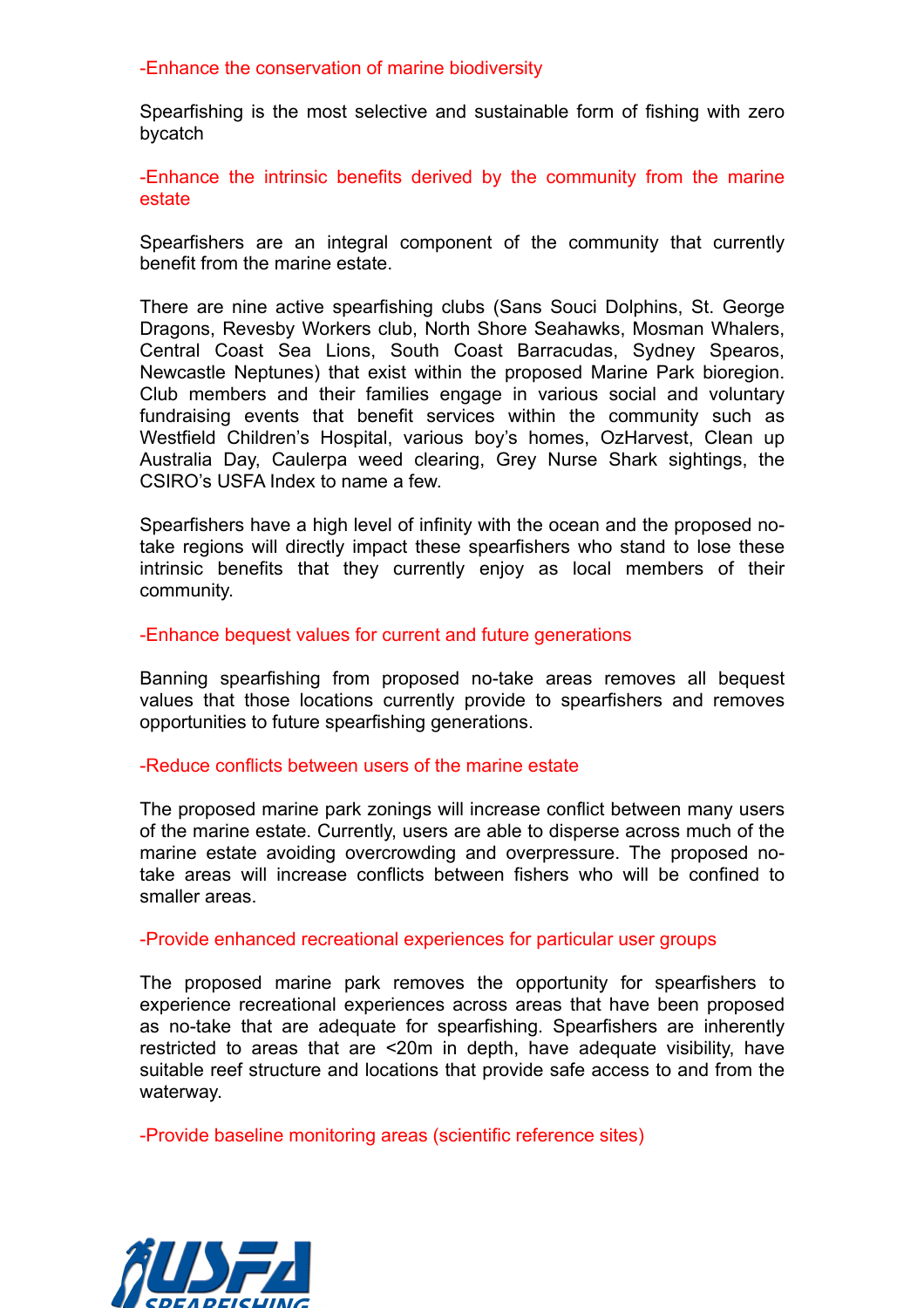-Enhance the conservation of marine biodiversity

Spearfishing is the most selective and sustainable form of fishing with zero bycatch

-Enhance the intrinsic benefits derived by the community from the marine estate

Spearfishers are an integral component of the community that currently benefit from the marine estate.

There are nine active spearfishing clubs (Sans Souci Dolphins, St. George Dragons, Revesby Workers club, North Shore Seahawks, Mosman Whalers, Central Coast Sea Lions, South Coast Barracudas, Sydney Spearos, Newcastle Neptunes) that exist within the proposed Marine Park bioregion. Club members and their families engage in various social and voluntary fundraising events that benefit services within the community such as Westfield Children's Hospital, various boy's homes, OzHarvest, Clean up Australia Day, Caulerpa weed clearing, Grey Nurse Shark sightings, the CSIRO's USFA Index to name a few.

Spearfishers have a high level of infinity with the ocean and the proposed no-take regions will directly impact these spearfishers who stand to lose these intrinsic benefits that they currently enjoy as local members of their community.

-Enhance bequest values for current and future generations

Banning spearfishing from proposed no-take areas removes all bequest values that those locations currently provide to spearfishers and removes opportunities to future spearfishing generations.

-Reduce conflicts between users of the marine estate

The proposed marine park zonings will increase conflict between many users of the marine estate. Currently, users are able to disperse across much of the marine estate avoiding overcrowding and overpressure. The proposed no-take areas will increase conflicts between fishers who will be confined to smaller areas.

-Provide enhanced recreational experiences for particular user groups

The proposed marine park removes the opportunity for spearfishers to experience recreational experiences across areas that have been proposed as no-take that are adequate for spearfishing. Spearfishers are inherently restricted to areas that are <20m in depth, have adequate visibility, have suitable reef structure and locations that provide safe access to and from the waterway.

-Provide baseline monitoring areas (scientific reference sites)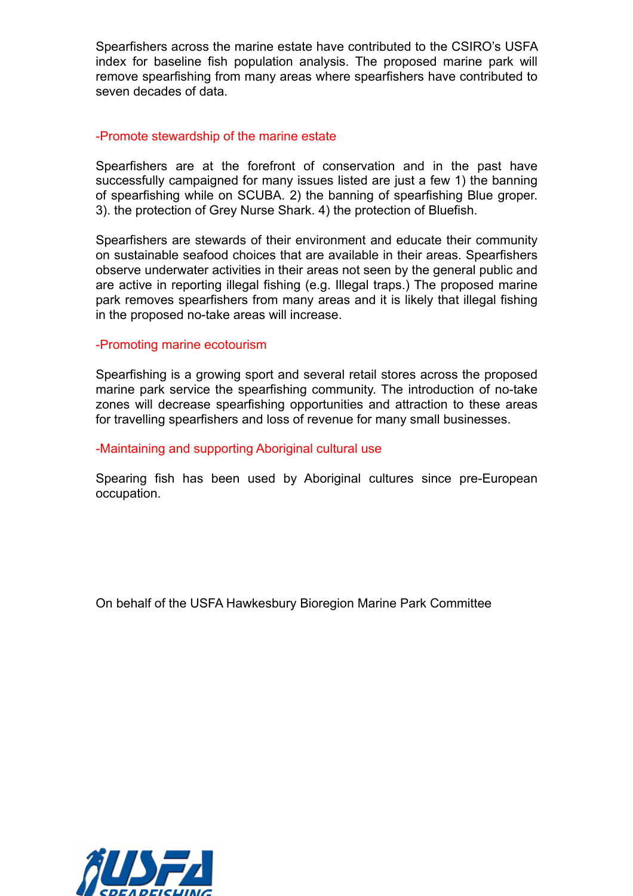Spearfishers across the marine estate have contributed to the CSIRO's USFA index for baseline fish population analysis. The proposed marine park will remove spearfishing from many areas where spearfishers have contributed to seven decades of data.

### -Promote stewardship of the marine estate

Spearfishers are at the forefront of conservation and in the past have successfully campaigned for many issues listed are just a few 1) the banning of spearfishing while on SCUBA. 2) the banning of spearfishing Blue groper. 3). the protection of Grey Nurse Shark. 4) the protection of Bluefish.

Spearfishers are stewards of their environment and educate their community on sustainable seafood choices that are available in their areas. Spearfishers observe underwater activities in their areas not seen by the general public and are active in reporting illegal fishing (e.g. Illegal traps.) The proposed marine park removes spearfishers from many areas and it is likely that illegal fishing in the proposed no-take areas will increase.

### -Promoting marine ecotourism

Spearfishing is a growing sport and several retail stores across the proposed marine park service the spearfishing community. The introduction of no-take zones will decrease spearfishing opportunities and attraction to these areas for travelling spearfishers and loss of revenue for many small businesses.

### -Maintaining and supporting Aboriginal cultural use

Spearing fish has been used by Aboriginal cultures since pre-European occupation.

On behalf of the USFA Hawkesbury Bioregion Marine Park Committee

USFA SPEARFISHING